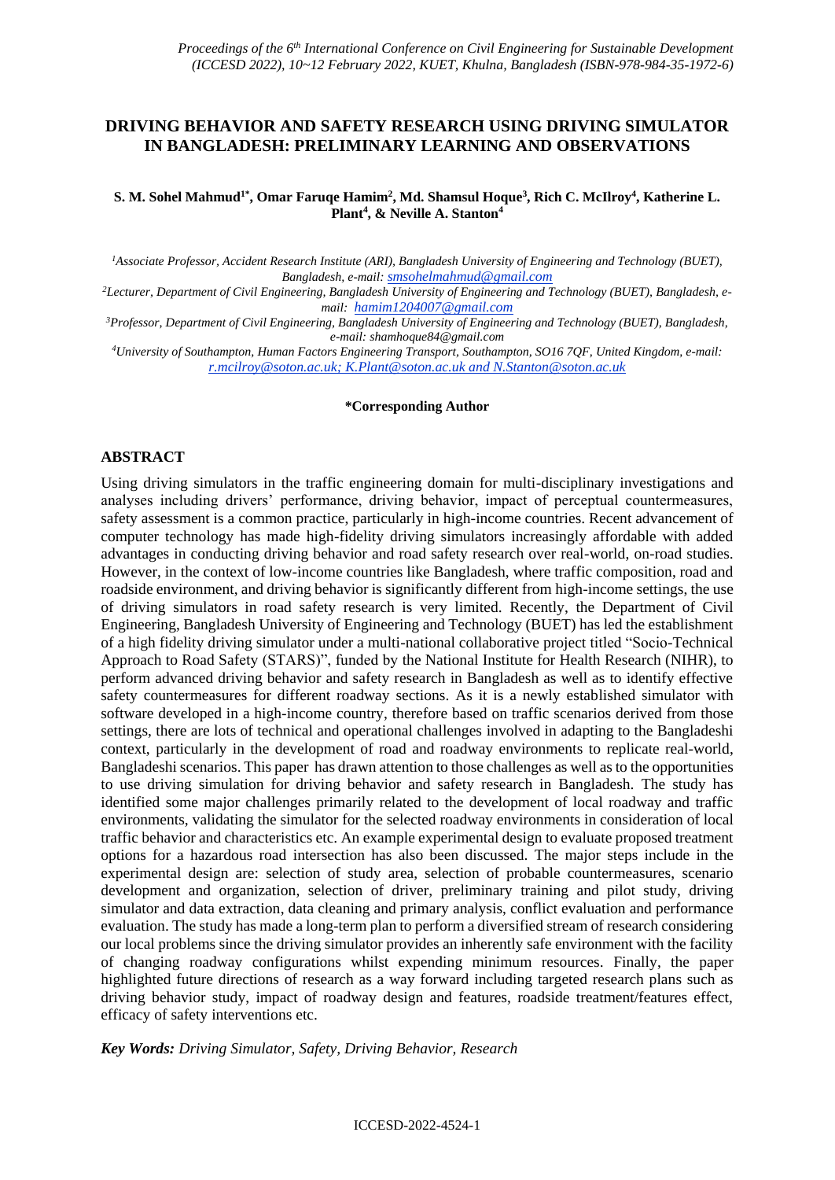# DRIVING BEHAVIOR AND SAFETY RESEARCH USING DRIVING SIMULATOR IN BANGLADESH: PRELIMINARY LEARNING AND OBSERVATIONS

**S. M. Sohel Mahmud[1*], Omar Faruqe Hamim[2], Md. Shamsul Hoque[3], Rich C. McIlroy[4], Katherine L. Plant[4], & Neville A. Stanton[4]**

*[1]Associate Professor, Accident Research Institute (ARI), Bangladesh University of Engineering and Technology (BUET), Bangladesh, e-mail: smsohelmahmud@gmail.com*

*[2]Lecturer, Department of Civil Engineering, Bangladesh University of Engineering and Technology (BUET), Bangladesh, e-mail: hamim1204007@gmail.com*

*[3]Professor, Department of Civil Engineering, Bangladesh University of Engineering and Technology (BUET), Bangladesh, e-mail: shamhoque84@gmail.com*

*[4]University of Southampton, Human Factors Engineering Transport, Southampton, SO16 7QF, United Kingdom, e-mail: r.mcilroy@soton.ac.uk; K.Plant@soton.ac.uk and N.Stanton@soton.ac.uk*

**\*Corresponding Author**

## ABSTRACT

Using driving simulators in the traffic engineering domain for multi-disciplinary investigations and analyses including drivers' performance, driving behavior, impact of perceptual countermeasures, safety assessment is a common practice, particularly in high-income countries. Recent advancement of computer technology has made high-fidelity driving simulators increasingly affordable with added advantages in conducting driving behavior and road safety research over real-world, on-road studies. However, in the context of low-income countries like Bangladesh, where traffic composition, road and roadside environment, and driving behavior is significantly different from high-income settings, the use of driving simulators in road safety research is very limited. Recently, the Department of Civil Engineering, Bangladesh University of Engineering and Technology (BUET) has led the establishment of a high fidelity driving simulator under a multi-national collaborative project titled "Socio-Technical Approach to Road Safety (STARS)", funded by the National Institute for Health Research (NIHR), to perform advanced driving behavior and safety research in Bangladesh as well as to identify effective safety countermeasures for different roadway sections. As it is a newly established simulator with software developed in a high-income country, therefore based on traffic scenarios derived from those settings, there are lots of technical and operational challenges involved in adapting to the Bangladeshi context, particularly in the development of road and roadway environments to replicate real-world, Bangladeshi scenarios. This paper has drawn attention to those challenges as well as to the opportunities to use driving simulation for driving behavior and safety research in Bangladesh. The study has identified some major challenges primarily related to the development of local roadway and traffic environments, validating the simulator for the selected roadway environments in consideration of local traffic behavior and characteristics etc. An example experimental design to evaluate proposed treatment options for a hazardous road intersection has also been discussed. The major steps include in the experimental design are: selection of study area, selection of probable countermeasures, scenario development and organization, selection of driver, preliminary training and pilot study, driving simulator and data extraction, data cleaning and primary analysis, conflict evaluation and performance evaluation. The study has made a long-term plan to perform a diversified stream of research considering our local problems since the driving simulator provides an inherently safe environment with the facility of changing roadway configurations whilst expending minimum resources. Finally, the paper highlighted future directions of research as a way forward including targeted research plans such as driving behavior study, impact of roadway design and features, roadside treatment/features effect, efficacy of safety interventions etc.

***Key Words:** Driving Simulator, Safety, Driving Behavior, Research*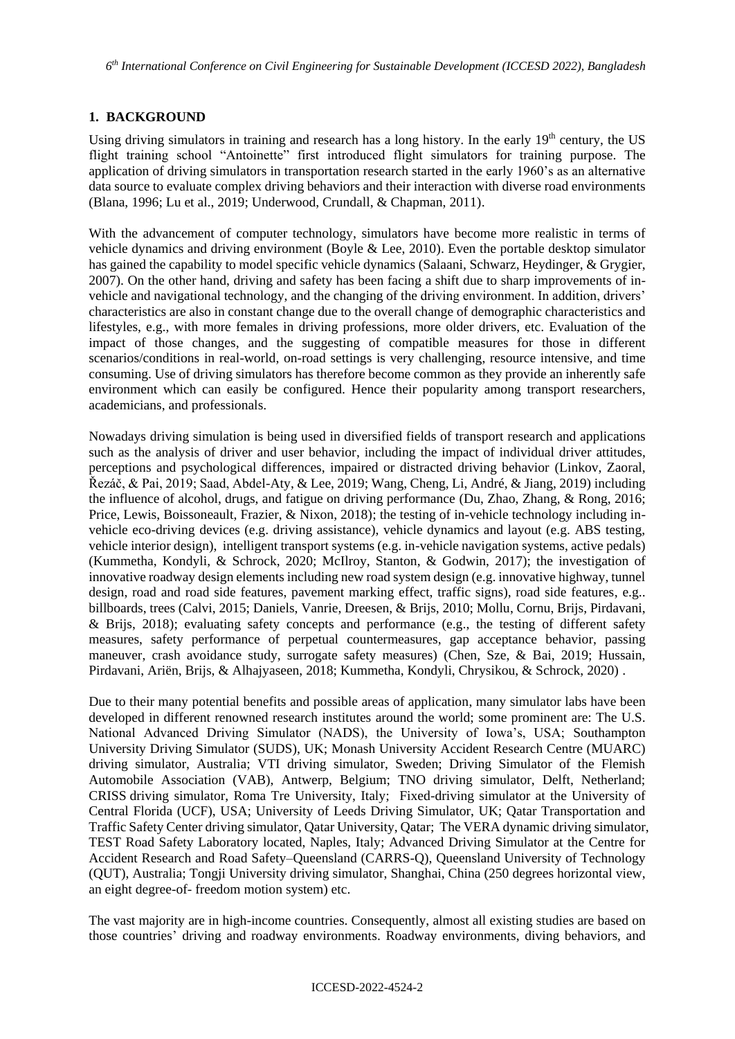## 1. BACKGROUND

Using driving simulators in training and research has a long history. In the early 19th century, the US flight training school "Antoinette" first introduced flight simulators for training purpose. The application of driving simulators in transportation research started in the early 1960's as an alternative data source to evaluate complex driving behaviors and their interaction with diverse road environments (Blana, 1996; Lu et al., 2019; Underwood, Crundall, & Chapman, 2011).

With the advancement of computer technology, simulators have become more realistic in terms of vehicle dynamics and driving environment (Boyle & Lee, 2010). Even the portable desktop simulator has gained the capability to model specific vehicle dynamics (Salaani, Schwarz, Heydinger, & Grygier, 2007). On the other hand, driving and safety has been facing a shift due to sharp improvements of in-vehicle and navigational technology, and the changing of the driving environment. In addition, drivers' characteristics are also in constant change due to the overall change of demographic characteristics and lifestyles, e.g., with more females in driving professions, more older drivers, etc. Evaluation of the impact of those changes, and the suggesting of compatible measures for those in different scenarios/conditions in real-world, on-road settings is very challenging, resource intensive, and time consuming. Use of driving simulators has therefore become common as they provide an inherently safe environment which can easily be configured. Hence their popularity among transport researchers, academicians, and professionals.

Nowadays driving simulation is being used in diversified fields of transport research and applications such as the analysis of driver and user behavior, including the impact of individual driver attitudes, perceptions and psychological differences, impaired or distracted driving behavior (Linkov, Zaoral, Řezáč, & Pai, 2019; Saad, Abdel-Aty, & Lee, 2019; Wang, Cheng, Li, André, & Jiang, 2019) including the influence of alcohol, drugs, and fatigue on driving performance (Du, Zhao, Zhang, & Rong, 2016; Price, Lewis, Boissoneault, Frazier, & Nixon, 2018); the testing of in-vehicle technology including in-vehicle eco-driving devices (e.g. driving assistance), vehicle dynamics and layout (e.g. ABS testing, vehicle interior design), intelligent transport systems (e.g. in-vehicle navigation systems, active pedals) (Kummetha, Kondyli, & Schrock, 2020; McIlroy, Stanton, & Godwin, 2017); the investigation of innovative roadway design elements including new road system design (e.g. innovative highway, tunnel design, road and road side features, pavement marking effect, traffic signs), road side features, e.g.. billboards, trees (Calvi, 2015; Daniels, Vanrie, Dreesen, & Brijs, 2010; Mollu, Cornu, Brijs, Pirdavani, & Brijs, 2018); evaluating safety concepts and performance (e.g., the testing of different safety measures, safety performance of perpetual countermeasures, gap acceptance behavior, passing maneuver, crash avoidance study, surrogate safety measures) (Chen, Sze, & Bai, 2019; Hussain, Pirdavani, Ariën, Brijs, & Alhajyaseen, 2018; Kummetha, Kondyli, Chrysikou, & Schrock, 2020) .

Due to their many potential benefits and possible areas of application, many simulator labs have been developed in different renowned research institutes around the world; some prominent are: The U.S. National Advanced Driving Simulator (NADS), the University of Iowa's, USA; Southampton University Driving Simulator (SUDS), UK; Monash University Accident Research Centre (MUARC) driving simulator, Australia; VTI driving simulator, Sweden; Driving Simulator of the Flemish Automobile Association (VAB), Antwerp, Belgium; TNO driving simulator, Delft, Netherland; CRISS driving simulator, Roma Tre University, Italy; Fixed-driving simulator at the University of Central Florida (UCF), USA; University of Leeds Driving Simulator, UK; Qatar Transportation and Traffic Safety Center driving simulator, Qatar University, Qatar; The VERA dynamic driving simulator, TEST Road Safety Laboratory located, Naples, Italy; Advanced Driving Simulator at the Centre for Accident Research and Road Safety–Queensland (CARRS-Q), Queensland University of Technology (QUT), Australia; Tongji University driving simulator, Shanghai, China (250 degrees horizontal view, an eight degree-of- freedom motion system) etc.

The vast majority are in high-income countries. Consequently, almost all existing studies are based on those countries' driving and roadway environments. Roadway environments, diving behaviors, and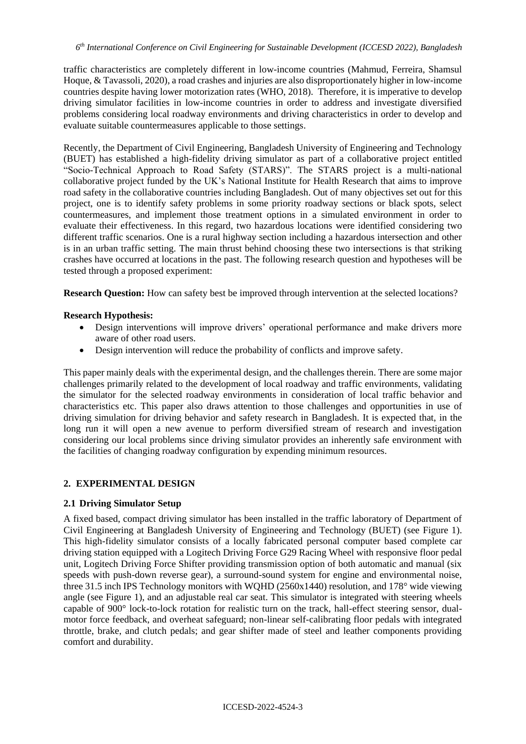traffic characteristics are completely different in low-income countries (Mahmud, Ferreira, Shamsul Hoque, & Tavassoli, 2020), a road crashes and injuries are also disproportionately higher in low-income countries despite having lower motorization rates (WHO, 2018). Therefore, it is imperative to develop driving simulator facilities in low-income countries in order to address and investigate diversified problems considering local roadway environments and driving characteristics in order to develop and evaluate suitable countermeasures applicable to those settings.

Recently, the Department of Civil Engineering, Bangladesh University of Engineering and Technology (BUET) has established a high-fidelity driving simulator as part of a collaborative project entitled "Socio-Technical Approach to Road Safety (STARS)". The STARS project is a multi-national collaborative project funded by the UK's National Institute for Health Research that aims to improve road safety in the collaborative countries including Bangladesh. Out of many objectives set out for this project, one is to identify safety problems in some priority roadway sections or black spots, select countermeasures, and implement those treatment options in a simulated environment in order to evaluate their effectiveness. In this regard, two hazardous locations were identified considering two different traffic scenarios. One is a rural highway section including a hazardous intersection and other is in an urban traffic setting. The main thrust behind choosing these two intersections is that striking crashes have occurred at locations in the past. The following research question and hypotheses will be tested through a proposed experiment:

**Research Question:** How can safety best be improved through intervention at the selected locations?

**Research Hypothesis:**

- Design interventions will improve drivers' operational performance and make drivers more aware of other road users.
- Design intervention will reduce the probability of conflicts and improve safety.

This paper mainly deals with the experimental design, and the challenges therein. There are some major challenges primarily related to the development of local roadway and traffic environments, validating the simulator for the selected roadway environments in consideration of local traffic behavior and characteristics etc. This paper also draws attention to those challenges and opportunities in use of driving simulation for driving behavior and safety research in Bangladesh. It is expected that, in the long run it will open a new avenue to perform diversified stream of research and investigation considering our local problems since driving simulator provides an inherently safe environment with the facilities of changing roadway configuration by expending minimum resources.

## 2. EXPERIMENTAL DESIGN

### 2.1 Driving Simulator Setup

A fixed based, compact driving simulator has been installed in the traffic laboratory of Department of Civil Engineering at Bangladesh University of Engineering and Technology (BUET) (see Figure 1). This high-fidelity simulator consists of a locally fabricated personal computer based complete car driving station equipped with a Logitech Driving Force G29 Racing Wheel with responsive floor pedal unit, Logitech Driving Force Shifter providing transmission option of both automatic and manual (six speeds with push-down reverse gear), a surround-sound system for engine and environmental noise, three 31.5 inch IPS Technology monitors with WQHD (2560x1440) resolution, and 178° wide viewing angle (see Figure 1), and an adjustable real car seat. This simulator is integrated with steering wheels capable of 900° lock-to-lock rotation for realistic turn on the track, hall-effect steering sensor, dual-motor force feedback, and overheat safeguard; non-linear self-calibrating floor pedals with integrated throttle, brake, and clutch pedals; and gear shifter made of steel and leather components providing comfort and durability.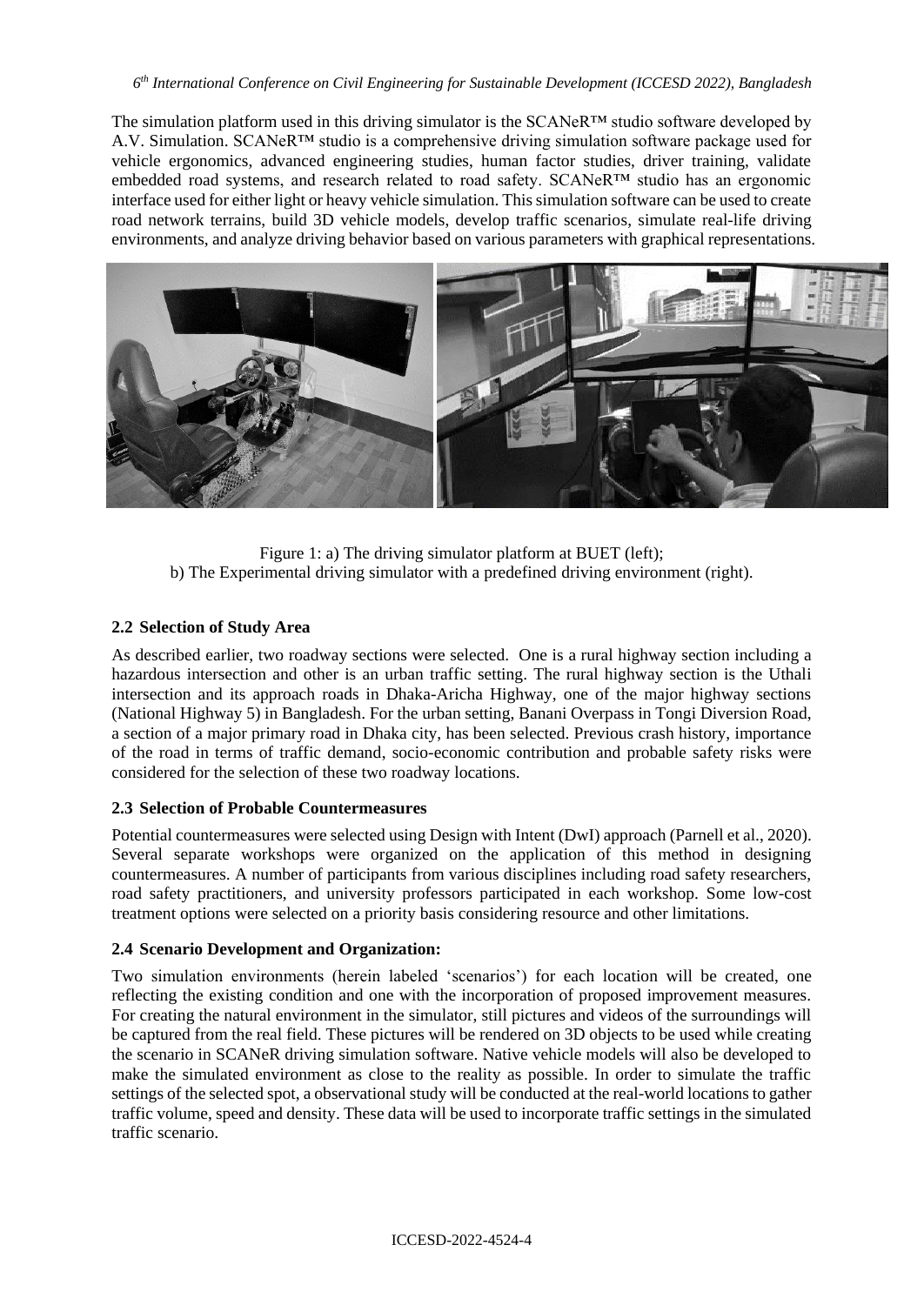The simulation platform used in this driving simulator is the SCANeR™ studio software developed by A.V. Simulation. SCANeR™ studio is a comprehensive driving simulation software package used for vehicle ergonomics, advanced engineering studies, human factor studies, driver training, validate embedded road systems, and research related to road safety. SCANeR™ studio has an ergonomic interface used for either light or heavy vehicle simulation. This simulation software can be used to create road network terrains, build 3D vehicle models, develop traffic scenarios, simulate real-life driving environments, and analyze driving behavior based on various parameters with graphical representations.

Figure 1: a) The driving simulator platform at BUET (left);
b) The Experimental driving simulator with a predefined driving environment (right).

## 2.2 Selection of Study Area

As described earlier, two roadway sections were selected. One is a rural highway section including a hazardous intersection and other is an urban traffic setting. The rural highway section is the Uthali intersection and its approach roads in Dhaka-Aricha Highway, one of the major highway sections (National Highway 5) in Bangladesh. For the urban setting, Banani Overpass in Tongi Diversion Road, a section of a major primary road in Dhaka city, has been selected. Previous crash history, importance of the road in terms of traffic demand, socio-economic contribution and probable safety risks were considered for the selection of these two roadway locations.

## 2.3 Selection of Probable Countermeasures

Potential countermeasures were selected using Design with Intent (DwI) approach (Parnell et al., 2020). Several separate workshops were organized on the application of this method in designing countermeasures. A number of participants from various disciplines including road safety researchers, road safety practitioners, and university professors participated in each workshop. Some low-cost treatment options were selected on a priority basis considering resource and other limitations.

## 2.4 Scenario Development and Organization:

Two simulation environments (herein labeled 'scenarios') for each location will be created, one reflecting the existing condition and one with the incorporation of proposed improvement measures. For creating the natural environment in the simulator, still pictures and videos of the surroundings will be captured from the real field. These pictures will be rendered on 3D objects to be used while creating the scenario in SCANeR driving simulation software. Native vehicle models will also be developed to make the simulated environment as close to the reality as possible. In order to simulate the traffic settings of the selected spot, a observational study will be conducted at the real-world locations to gather traffic volume, speed and density. These data will be used to incorporate traffic settings in the simulated traffic scenario.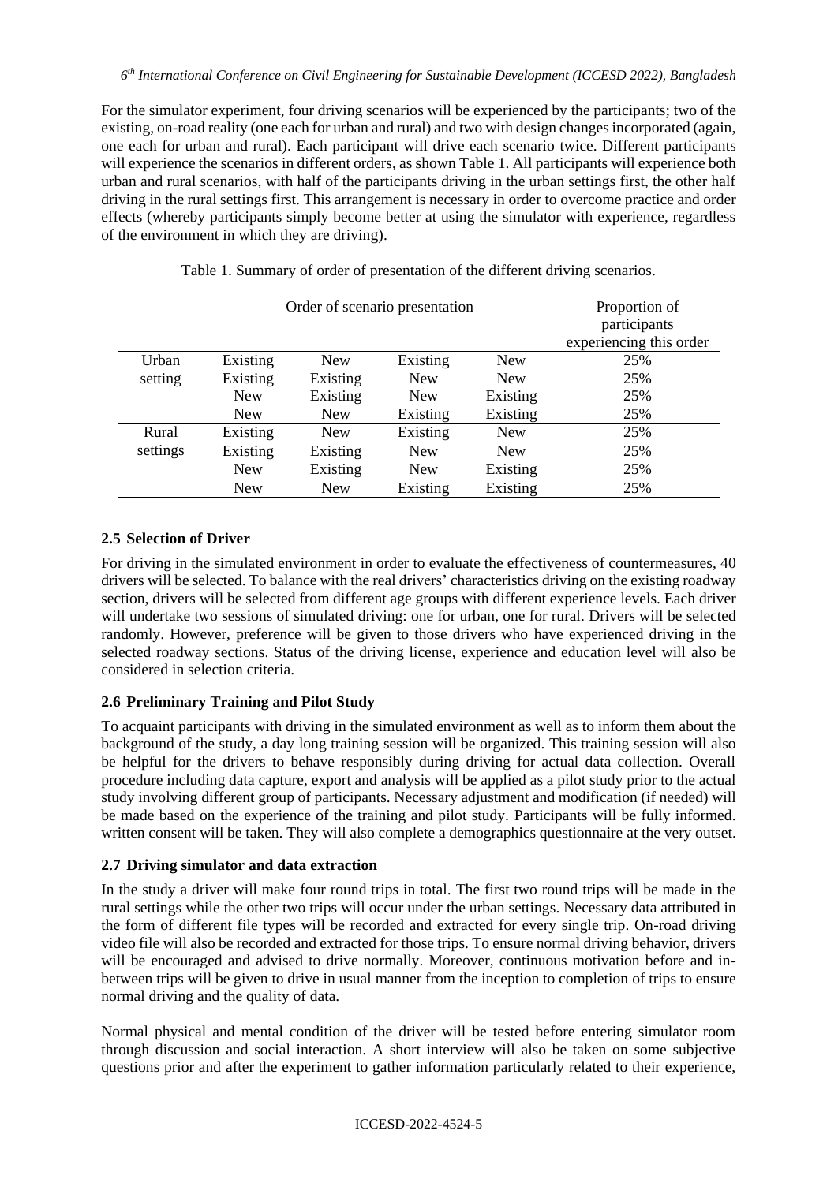For the simulator experiment, four driving scenarios will be experienced by the participants; two of the existing, on-road reality (one each for urban and rural) and two with design changes incorporated (again, one each for urban and rural). Each participant will drive each scenario twice. Different participants will experience the scenarios in different orders, as shown Table 1. All participants will experience both urban and rural scenarios, with half of the participants driving in the urban settings first, the other half driving in the rural settings first. This arrangement is necessary in order to overcome practice and order effects (whereby participants simply become better at using the simulator with experience, regardless of the environment in which they are driving).

Table 1. Summary of order of presentation of the different driving scenarios.

| | Order of scenario presentation | | | | Proportion of participants experiencing this order |
|---|---|---|---|---|---|
| Urban setting | Existing | New | Existing | New | 25% |
| | Existing | Existing | New | New | 25% |
| | New | Existing | New | Existing | 25% |
| | New | New | Existing | Existing | 25% |
| Rural settings | Existing | New | Existing | New | 25% |
| | Existing | Existing | New | New | 25% |
| | New | Existing | New | Existing | 25% |
| | New | New | Existing | Existing | 25% |

## 2.5 Selection of Driver

For driving in the simulated environment in order to evaluate the effectiveness of countermeasures, 40 drivers will be selected. To balance with the real drivers' characteristics driving on the existing roadway section, drivers will be selected from different age groups with different experience levels. Each driver will undertake two sessions of simulated driving: one for urban, one for rural. Drivers will be selected randomly. However, preference will be given to those drivers who have experienced driving in the selected roadway sections. Status of the driving license, experience and education level will also be considered in selection criteria.

## 2.6 Preliminary Training and Pilot Study

To acquaint participants with driving in the simulated environment as well as to inform them about the background of the study, a day long training session will be organized. This training session will also be helpful for the drivers to behave responsibly during driving for actual data collection. Overall procedure including data capture, export and analysis will be applied as a pilot study prior to the actual study involving different group of participants. Necessary adjustment and modification (if needed) will be made based on the experience of the training and pilot study. Participants will be fully informed. written consent will be taken. They will also complete a demographics questionnaire at the very outset.

## 2.7 Driving simulator and data extraction

In the study a driver will make four round trips in total. The first two round trips will be made in the rural settings while the other two trips will occur under the urban settings. Necessary data attributed in the form of different file types will be recorded and extracted for every single trip. On-road driving video file will also be recorded and extracted for those trips. To ensure normal driving behavior, drivers will be encouraged and advised to drive normally. Moreover, continuous motivation before and in-between trips will be given to drive in usual manner from the inception to completion of trips to ensure normal driving and the quality of data.

Normal physical and mental condition of the driver will be tested before entering simulator room through discussion and social interaction. A short interview will also be taken on some subjective questions prior and after the experiment to gather information particularly related to their experience,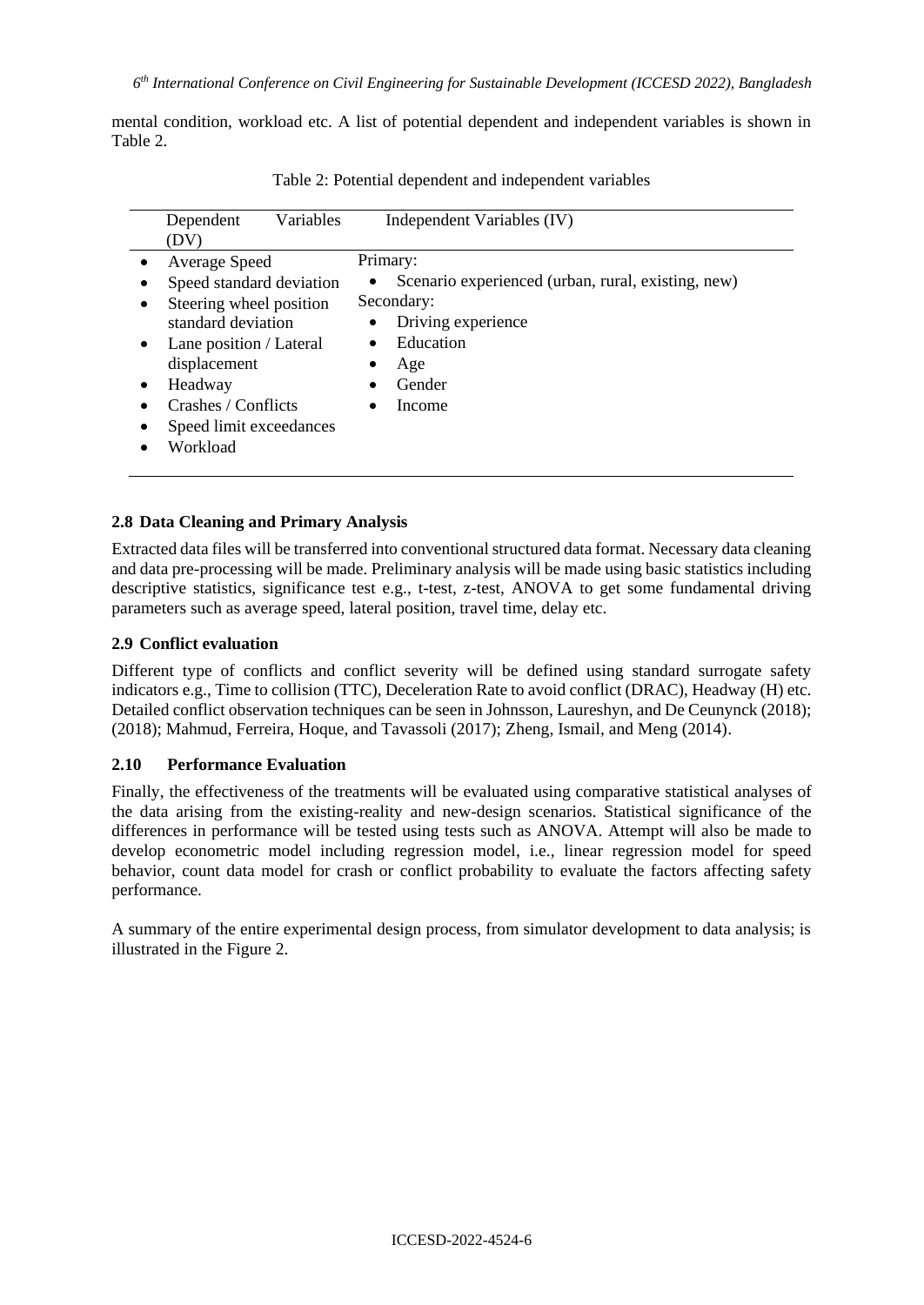mental condition, workload etc. A list of potential dependent and independent variables is shown in Table 2.

Table 2: Potential dependent and independent variables

| Dependent Variables (DV) | Independent Variables (IV) |
|---|---|
| • Average Speed<br>• Speed standard deviation<br>• Steering wheel position standard deviation<br>• Lane position / Lateral displacement<br>• Headway<br>• Crashes / Conflicts<br>• Speed limit exceedances<br>• Workload | Primary:<br>• Scenario experienced (urban, rural, existing, new)<br>Secondary:<br>• Driving experience<br>• Education<br>• Age<br>• Gender<br>• Income |

### 2.8 Data Cleaning and Primary Analysis

Extracted data files will be transferred into conventional structured data format. Necessary data cleaning and data pre-processing will be made. Preliminary analysis will be made using basic statistics including descriptive statistics, significance test e.g., t-test, z-test, ANOVA to get some fundamental driving parameters such as average speed, lateral position, travel time, delay etc.

### 2.9 Conflict evaluation

Different type of conflicts and conflict severity will be defined using standard surrogate safety indicators e.g., Time to collision (TTC), Deceleration Rate to avoid conflict (DRAC), Headway (H) etc. Detailed conflict observation techniques can be seen in Johnsson, Laureshyn, and De Ceunynck (2018); (2018); Mahmud, Ferreira, Hoque, and Tavassoli (2017); Zheng, Ismail, and Meng (2014).

### 2.10 Performance Evaluation

Finally, the effectiveness of the treatments will be evaluated using comparative statistical analyses of the data arising from the existing-reality and new-design scenarios. Statistical significance of the differences in performance will be tested using tests such as ANOVA. Attempt will also be made to develop econometric model including regression model, i.e., linear regression model for speed behavior, count data model for crash or conflict probability to evaluate the factors affecting safety performance.

A summary of the entire experimental design process, from simulator development to data analysis; is illustrated in the Figure 2.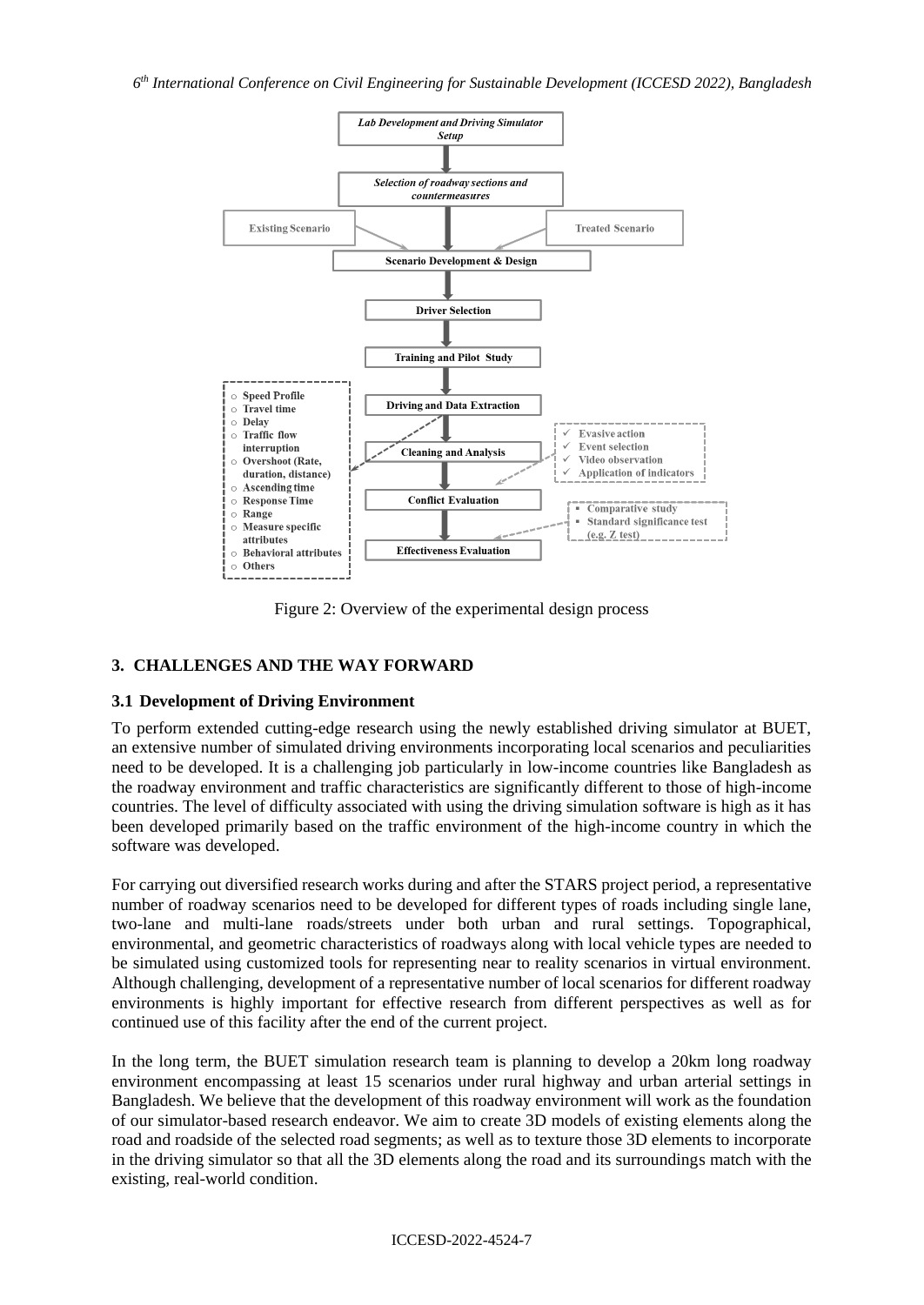Figure 2: Overview of the experimental design process

## 3. CHALLENGES AND THE WAY FORWARD

### 3.1 Development of Driving Environment

To perform extended cutting-edge research using the newly established driving simulator at BUET, an extensive number of simulated driving environments incorporating local scenarios and peculiarities need to be developed. It is a challenging job particularly in low-income countries like Bangladesh as the roadway environment and traffic characteristics are significantly different to those of high-income countries. The level of difficulty associated with using the driving simulation software is high as it has been developed primarily based on the traffic environment of the high-income country in which the software was developed.

For carrying out diversified research works during and after the STARS project period, a representative number of roadway scenarios need to be developed for different types of roads including single lane, two-lane and multi-lane roads/streets under both urban and rural settings. Topographical, environmental, and geometric characteristics of roadways along with local vehicle types are needed to be simulated using customized tools for representing near to reality scenarios in virtual environment. Although challenging, development of a representative number of local scenarios for different roadway environments is highly important for effective research from different perspectives as well as for continued use of this facility after the end of the current project.

In the long term, the BUET simulation research team is planning to develop a 20km long roadway environment encompassing at least 15 scenarios under rural highway and urban arterial settings in Bangladesh. We believe that the development of this roadway environment will work as the foundation of our simulator-based research endeavor. We aim to create 3D models of existing elements along the road and roadside of the selected road segments; as well as to texture those 3D elements to incorporate in the driving simulator so that all the 3D elements along the road and its surroundings match with the existing, real-world condition.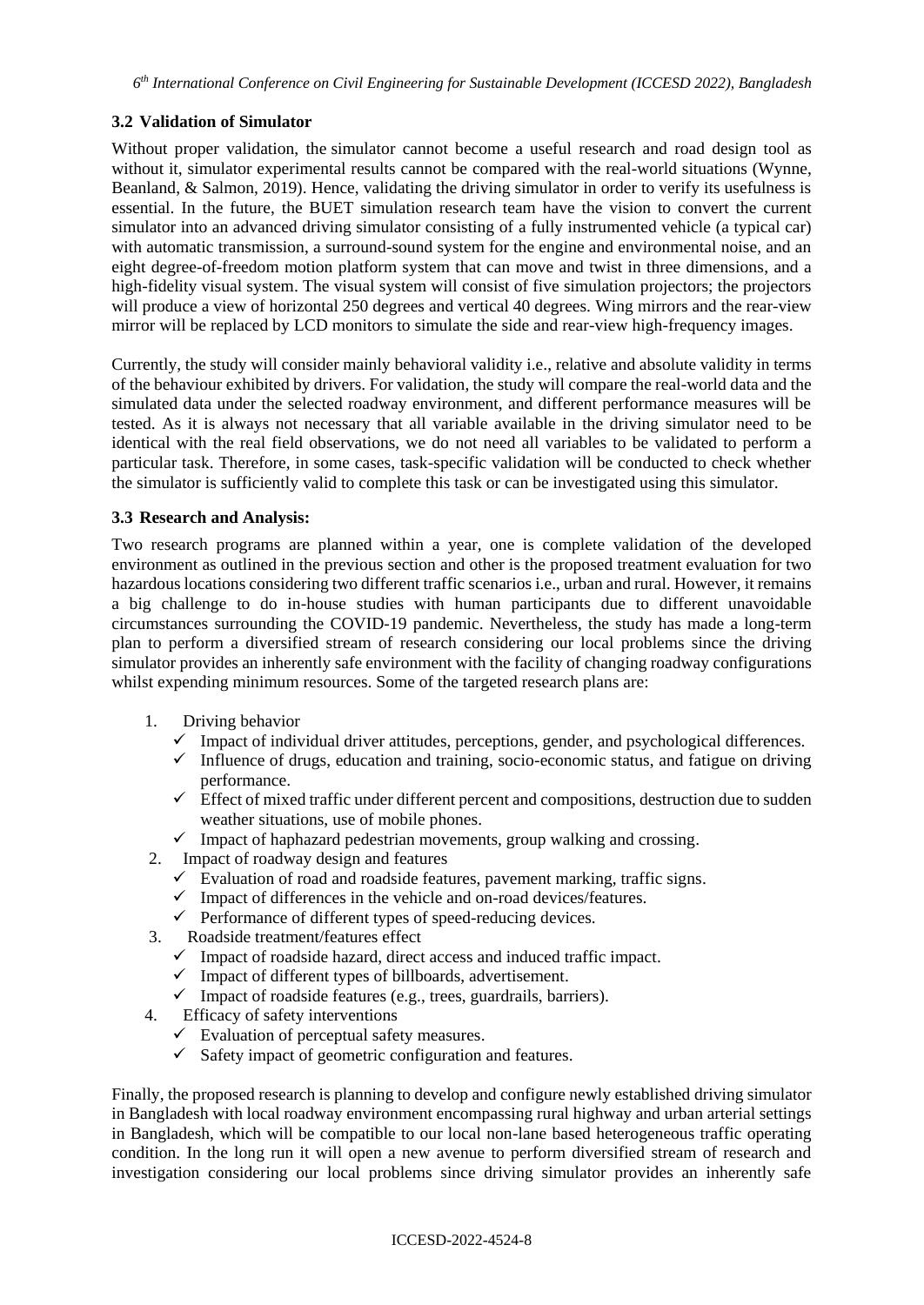### 3.2 Validation of Simulator

Without proper validation, the simulator cannot become a useful research and road design tool as without it, simulator experimental results cannot be compared with the real-world situations (Wynne, Beanland, & Salmon, 2019). Hence, validating the driving simulator in order to verify its usefulness is essential. In the future, the BUET simulation research team have the vision to convert the current simulator into an advanced driving simulator consisting of a fully instrumented vehicle (a typical car) with automatic transmission, a surround-sound system for the engine and environmental noise, and an eight degree-of-freedom motion platform system that can move and twist in three dimensions, and a high-fidelity visual system. The visual system will consist of five simulation projectors; the projectors will produce a view of horizontal 250 degrees and vertical 40 degrees. Wing mirrors and the rear-view mirror will be replaced by LCD monitors to simulate the side and rear-view high-frequency images.

Currently, the study will consider mainly behavioral validity i.e., relative and absolute validity in terms of the behaviour exhibited by drivers. For validation, the study will compare the real-world data and the simulated data under the selected roadway environment, and different performance measures will be tested. As it is always not necessary that all variable available in the driving simulator need to be identical with the real field observations, we do not need all variables to be validated to perform a particular task. Therefore, in some cases, task-specific validation will be conducted to check whether the simulator is sufficiently valid to complete this task or can be investigated using this simulator.

### 3.3 Research and Analysis:

Two research programs are planned within a year, one is complete validation of the developed environment as outlined in the previous section and other is the proposed treatment evaluation for two hazardous locations considering two different traffic scenarios i.e., urban and rural. However, it remains a big challenge to do in-house studies with human participants due to different unavoidable circumstances surrounding the COVID-19 pandemic. Nevertheless, the study has made a long-term plan to perform a diversified stream of research considering our local problems since the driving simulator provides an inherently safe environment with the facility of changing roadway configurations whilst expending minimum resources. Some of the targeted research plans are:

1. Driving behavior
   - ✓ Impact of individual driver attitudes, perceptions, gender, and psychological differences.
   - ✓ Influence of drugs, education and training, socio-economic status, and fatigue on driving performance.
   - ✓ Effect of mixed traffic under different percent and compositions, destruction due to sudden weather situations, use of mobile phones.
   - ✓ Impact of haphazard pedestrian movements, group walking and crossing.
2. Impact of roadway design and features
   - ✓ Evaluation of road and roadside features, pavement marking, traffic signs.
   - ✓ Impact of differences in the vehicle and on-road devices/features.
   - ✓ Performance of different types of speed-reducing devices.
3. Roadside treatment/features effect
   - ✓ Impact of roadside hazard, direct access and induced traffic impact.
   - ✓ Impact of different types of billboards, advertisement.
   - ✓ Impact of roadside features (e.g., trees, guardrails, barriers).
4. Efficacy of safety interventions
   - ✓ Evaluation of perceptual safety measures.
   - ✓ Safety impact of geometric configuration and features.

Finally, the proposed research is planning to develop and configure newly established driving simulator in Bangladesh with local roadway environment encompassing rural highway and urban arterial settings in Bangladesh, which will be compatible to our local non-lane based heterogeneous traffic operating condition. In the long run it will open a new avenue to perform diversified stream of research and investigation considering our local problems since driving simulator provides an inherently safe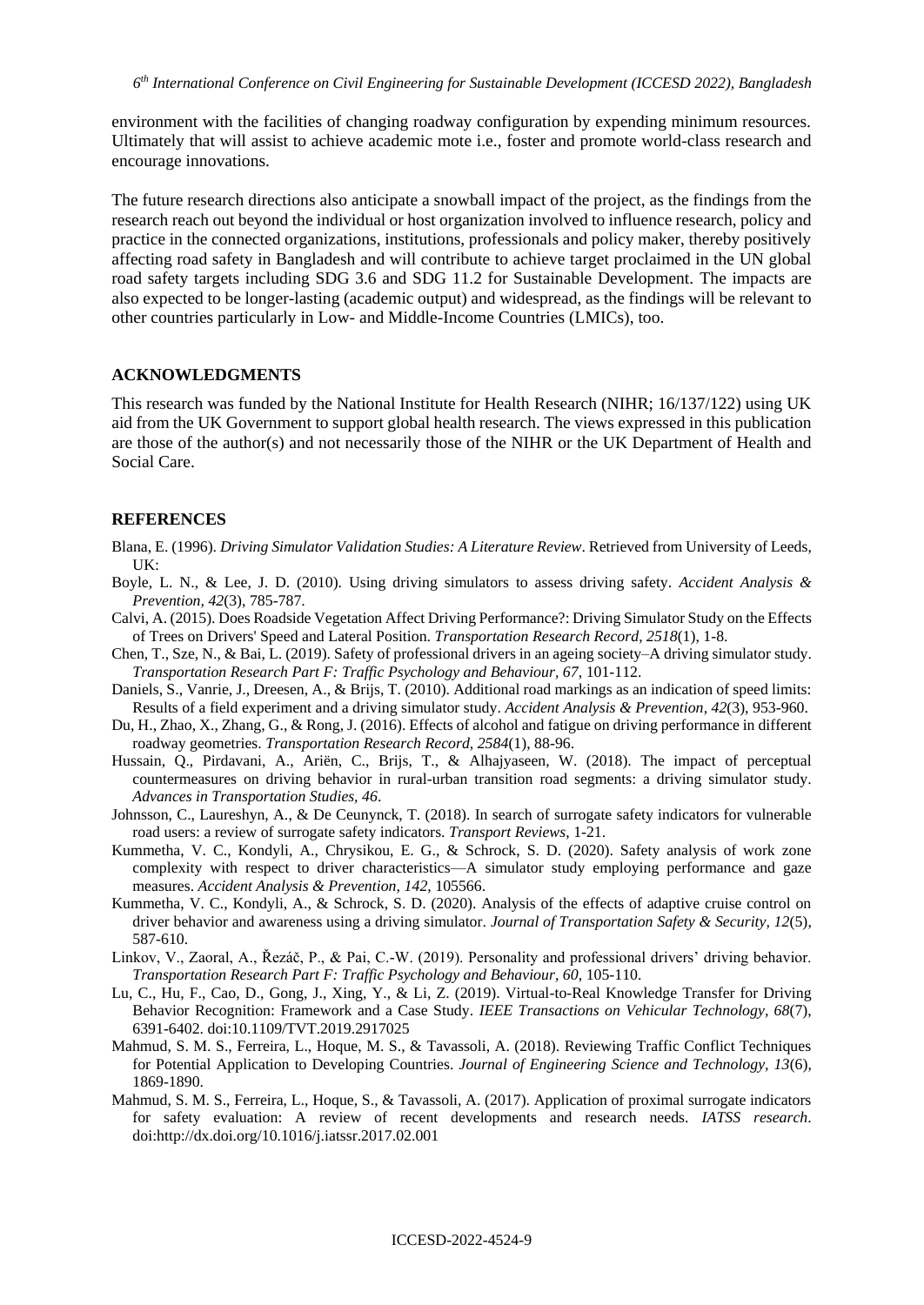environment with the facilities of changing roadway configuration by expending minimum resources. Ultimately that will assist to achieve academic mote i.e., foster and promote world-class research and encourage innovations.

The future research directions also anticipate a snowball impact of the project, as the findings from the research reach out beyond the individual or host organization involved to influence research, policy and practice in the connected organizations, institutions, professionals and policy maker, thereby positively affecting road safety in Bangladesh and will contribute to achieve target proclaimed in the UN global road safety targets including SDG 3.6 and SDG 11.2 for Sustainable Development. The impacts are also expected to be longer-lasting (academic output) and widespread, as the findings will be relevant to other countries particularly in Low- and Middle-Income Countries (LMICs), too.

## ACKNOWLEDGMENTS

This research was funded by the National Institute for Health Research (NIHR; 16/137/122) using UK aid from the UK Government to support global health research. The views expressed in this publication are those of the author(s) and not necessarily those of the NIHR or the UK Department of Health and Social Care.

## REFERENCES

Blana, E. (1996). *Driving Simulator Validation Studies: A Literature Review*. Retrieved from University of Leeds, UK:

Boyle, L. N., & Lee, J. D. (2010). Using driving simulators to assess driving safety. *Accident Analysis & Prevention, 42*(3), 785-787.

Calvi, A. (2015). Does Roadside Vegetation Affect Driving Performance?: Driving Simulator Study on the Effects of Trees on Drivers' Speed and Lateral Position. *Transportation Research Record, 2518*(1), 1-8.

Chen, T., Sze, N., & Bai, L. (2019). Safety of professional drivers in an ageing society–A driving simulator study. *Transportation Research Part F: Traffic Psychology and Behaviour, 67*, 101-112.

Daniels, S., Vanrie, J., Dreesen, A., & Brijs, T. (2010). Additional road markings as an indication of speed limits: Results of a field experiment and a driving simulator study. *Accident Analysis & Prevention, 42*(3), 953-960.

Du, H., Zhao, X., Zhang, G., & Rong, J. (2016). Effects of alcohol and fatigue on driving performance in different roadway geometries. *Transportation Research Record, 2584*(1), 88-96.

Hussain, Q., Pirdavani, A., Ariën, C., Brijs, T., & Alhajyaseen, W. (2018). The impact of perceptual countermeasures on driving behavior in rural-urban transition road segments: a driving simulator study. *Advances in Transportation Studies, 46*.

Johnsson, C., Laureshyn, A., & De Ceunynck, T. (2018). In search of surrogate safety indicators for vulnerable road users: a review of surrogate safety indicators. *Transport Reviews*, 1-21.

Kummetha, V. C., Kondyli, A., Chrysikou, E. G., & Schrock, S. D. (2020). Safety analysis of work zone complexity with respect to driver characteristics—A simulator study employing performance and gaze measures. *Accident Analysis & Prevention, 142*, 105566.

Kummetha, V. C., Kondyli, A., & Schrock, S. D. (2020). Analysis of the effects of adaptive cruise control on driver behavior and awareness using a driving simulator. *Journal of Transportation Safety & Security, 12*(5), 587-610.

Linkov, V., Zaoral, A., Řezáč, P., & Pai, C.-W. (2019). Personality and professional drivers' driving behavior. *Transportation Research Part F: Traffic Psychology and Behaviour, 60*, 105-110.

Lu, C., Hu, F., Cao, D., Gong, J., Xing, Y., & Li, Z. (2019). Virtual-to-Real Knowledge Transfer for Driving Behavior Recognition: Framework and a Case Study. *IEEE Transactions on Vehicular Technology, 68*(7), 6391-6402. doi:10.1109/TVT.2019.2917025

Mahmud, S. M. S., Ferreira, L., Hoque, M. S., & Tavassoli, A. (2018). Reviewing Traffic Conflict Techniques for Potential Application to Developing Countries. *Journal of Engineering Science and Technology, 13*(6), 1869-1890.

Mahmud, S. M. S., Ferreira, L., Hoque, S., & Tavassoli, A. (2017). Application of proximal surrogate indicators for safety evaluation: A review of recent developments and research needs. *IATSS research*. doi:http://dx.doi.org/10.1016/j.iatssr.2017.02.001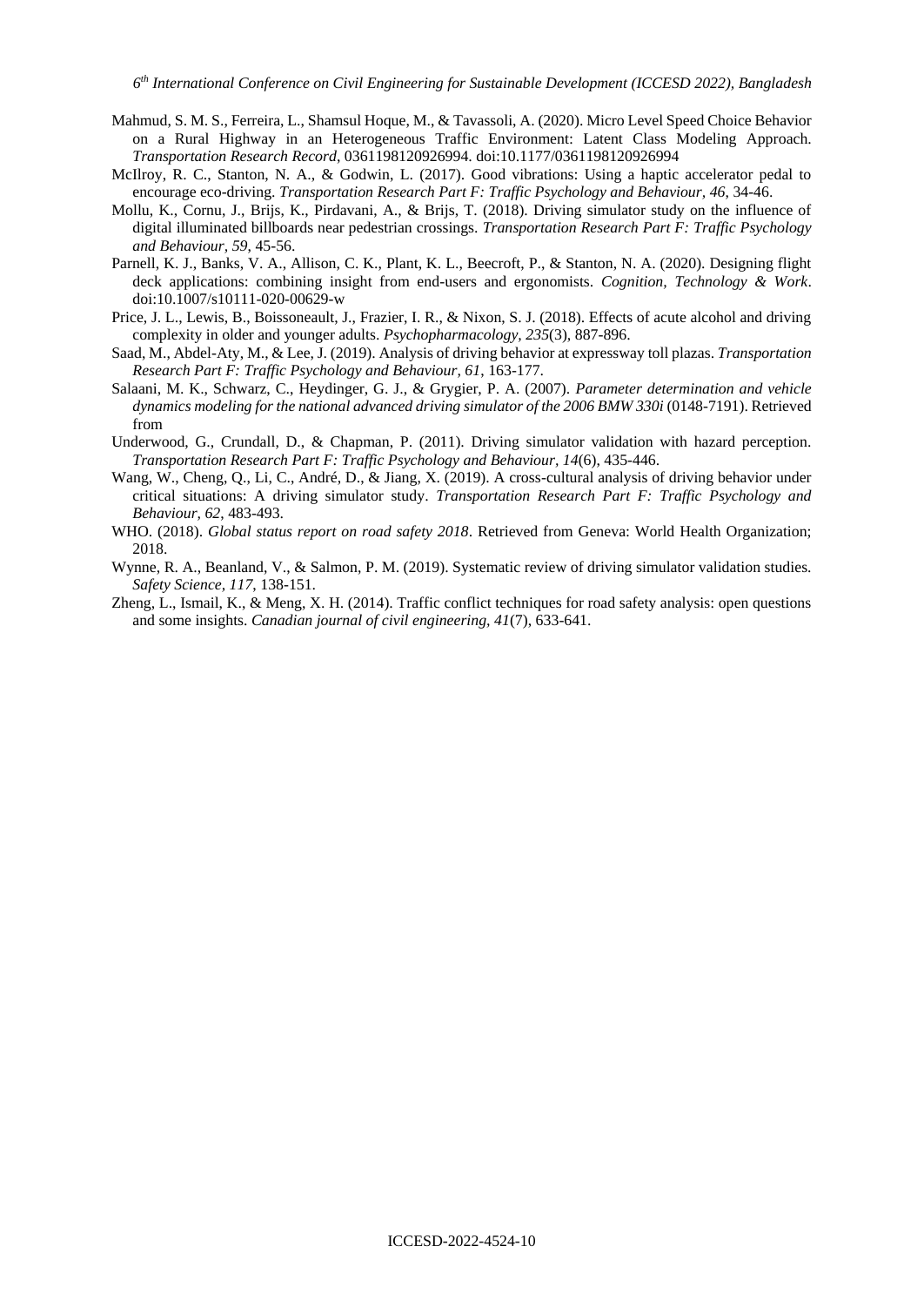Mahmud, S. M. S., Ferreira, L., Shamsul Hoque, M., & Tavassoli, A. (2020). Micro Level Speed Choice Behavior on a Rural Highway in an Heterogeneous Traffic Environment: Latent Class Modeling Approach. *Transportation Research Record*, 0361198120926994. doi:10.1177/0361198120926994

McIlroy, R. C., Stanton, N. A., & Godwin, L. (2017). Good vibrations: Using a haptic accelerator pedal to encourage eco-driving. *Transportation Research Part F: Traffic Psychology and Behaviour, 46*, 34-46.

Mollu, K., Cornu, J., Brijs, K., Pirdavani, A., & Brijs, T. (2018). Driving simulator study on the influence of digital illuminated billboards near pedestrian crossings. *Transportation Research Part F: Traffic Psychology and Behaviour, 59*, 45-56.

Parnell, K. J., Banks, V. A., Allison, C. K., Plant, K. L., Beecroft, P., & Stanton, N. A. (2020). Designing flight deck applications: combining insight from end-users and ergonomists. *Cognition, Technology & Work*. doi:10.1007/s10111-020-00629-w

Price, J. L., Lewis, B., Boissoneault, J., Frazier, I. R., & Nixon, S. J. (2018). Effects of acute alcohol and driving complexity in older and younger adults. *Psychopharmacology, 235*(3), 887-896.

Saad, M., Abdel-Aty, M., & Lee, J. (2019). Analysis of driving behavior at expressway toll plazas. *Transportation Research Part F: Traffic Psychology and Behaviour, 61*, 163-177.

Salaani, M. K., Schwarz, C., Heydinger, G. J., & Grygier, P. A. (2007). *Parameter determination and vehicle dynamics modeling for the national advanced driving simulator of the 2006 BMW 330i* (0148-7191). Retrieved from

Underwood, G., Crundall, D., & Chapman, P. (2011). Driving simulator validation with hazard perception. *Transportation Research Part F: Traffic Psychology and Behaviour, 14*(6), 435-446.

Wang, W., Cheng, Q., Li, C., André, D., & Jiang, X. (2019). A cross-cultural analysis of driving behavior under critical situations: A driving simulator study. *Transportation Research Part F: Traffic Psychology and Behaviour, 62*, 483-493.

WHO. (2018). *Global status report on road safety 2018*. Retrieved from Geneva: World Health Organization; 2018.

Wynne, R. A., Beanland, V., & Salmon, P. M. (2019). Systematic review of driving simulator validation studies. *Safety Science, 117*, 138-151.

Zheng, L., Ismail, K., & Meng, X. H. (2014). Traffic conflict techniques for road safety analysis: open questions and some insights. *Canadian journal of civil engineering, 41*(7), 633-641.